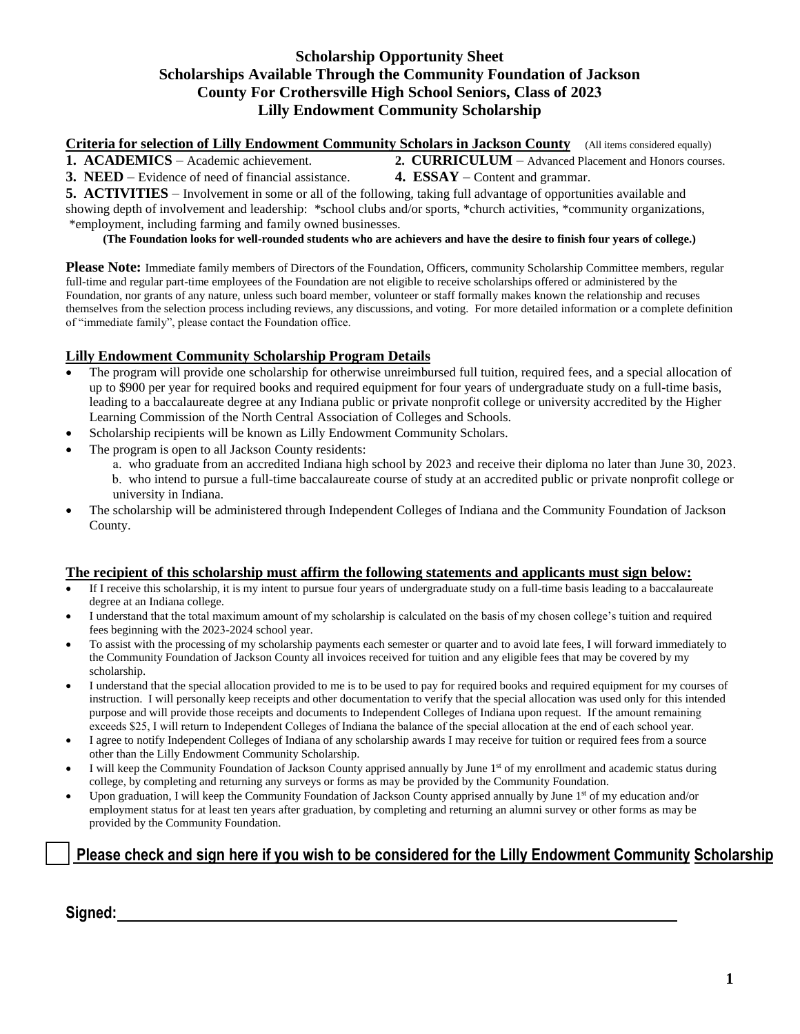# Scholarship Opportunity Sheet
# Scholarships Available Through the Community Foundation of Jackson County For Crothersville High School Seniors, Class of 2023
# Lilly Endowment Community Scholarship

**Criteria for selection of Lilly Endowment Community Scholars in Jackson County** (All items considered equally)

**1. ACADEMICS** – Academic achievement.

**2. CURRICULUM** – Advanced Placement and Honors courses.

**3. NEED** – Evidence of need of financial assistance.

**4. ESSAY** – Content and grammar.

**5. ACTIVITIES** – Involvement in some or all of the following, taking full advantage of opportunities available and showing depth of involvement and leadership: *school clubs and/or sports, *church activities, *community organizations, *employment, including farming and family owned businesses.

**(The Foundation looks for well-rounded students who are achievers and have the desire to finish four years of college.)**

**Please Note:** Immediate family members of Directors of the Foundation, Officers, community Scholarship Committee members, regular full-time and regular part-time employees of the Foundation are not eligible to receive scholarships offered or administered by the Foundation, nor grants of any nature, unless such board member, volunteer or staff formally makes known the relationship and recuses themselves from the selection process including reviews, any discussions, and voting. For more detailed information or a complete definition of "immediate family", please contact the Foundation office.

## Lilly Endowment Community Scholarship Program Details

- The program will provide one scholarship for otherwise unreimbursed full tuition, required fees, and a special allocation of up to $900 per year for required books and required equipment for four years of undergraduate study on a full-time basis, leading to a baccalaureate degree at any Indiana public or private nonprofit college or university accredited by the Higher Learning Commission of the North Central Association of Colleges and Schools.
- Scholarship recipients will be known as Lilly Endowment Community Scholars.
- The program is open to all Jackson County residents:
  - a. who graduate from an accredited Indiana high school by 2023 and receive their diploma no later than June 30, 2023.
  - b. who intend to pursue a full-time baccalaureate course of study at an accredited public or private nonprofit college or university in Indiana.
- The scholarship will be administered through Independent Colleges of Indiana and the Community Foundation of Jackson County.

## The recipient of this scholarship must affirm the following statements and applicants must sign below:

- If I receive this scholarship, it is my intent to pursue four years of undergraduate study on a full-time basis leading to a baccalaureate degree at an Indiana college.
- I understand that the total maximum amount of my scholarship is calculated on the basis of my chosen college's tuition and required fees beginning with the 2023-2024 school year.
- To assist with the processing of my scholarship payments each semester or quarter and to avoid late fees, I will forward immediately to the Community Foundation of Jackson County all invoices received for tuition and any eligible fees that may be covered by my scholarship.
- I understand that the special allocation provided to me is to be used to pay for required books and required equipment for my courses of instruction. I will personally keep receipts and other documentation to verify that the special allocation was used only for this intended purpose and will provide those receipts and documents to Independent Colleges of Indiana upon request. If the amount remaining exceeds $25, I will return to Independent Colleges of Indiana the balance of the special allocation at the end of each school year.
- I agree to notify Independent Colleges of Indiana of any scholarship awards I may receive for tuition or required fees from a source other than the Lilly Endowment Community Scholarship.
- I will keep the Community Foundation of Jackson County apprised annually by June 1st of my enrollment and academic status during college, by completing and returning any surveys or forms as may be provided by the Community Foundation.
- Upon graduation, I will keep the Community Foundation of Jackson County apprised annually by June 1st of my education and/or employment status for at least ten years after graduation, by completing and returning an alumni survey or other forms as may be provided by the Community Foundation.

☐ **Please check and sign here if you wish to be considered for the Lilly Endowment Community Scholarship**

**Signed:** ______________________________________________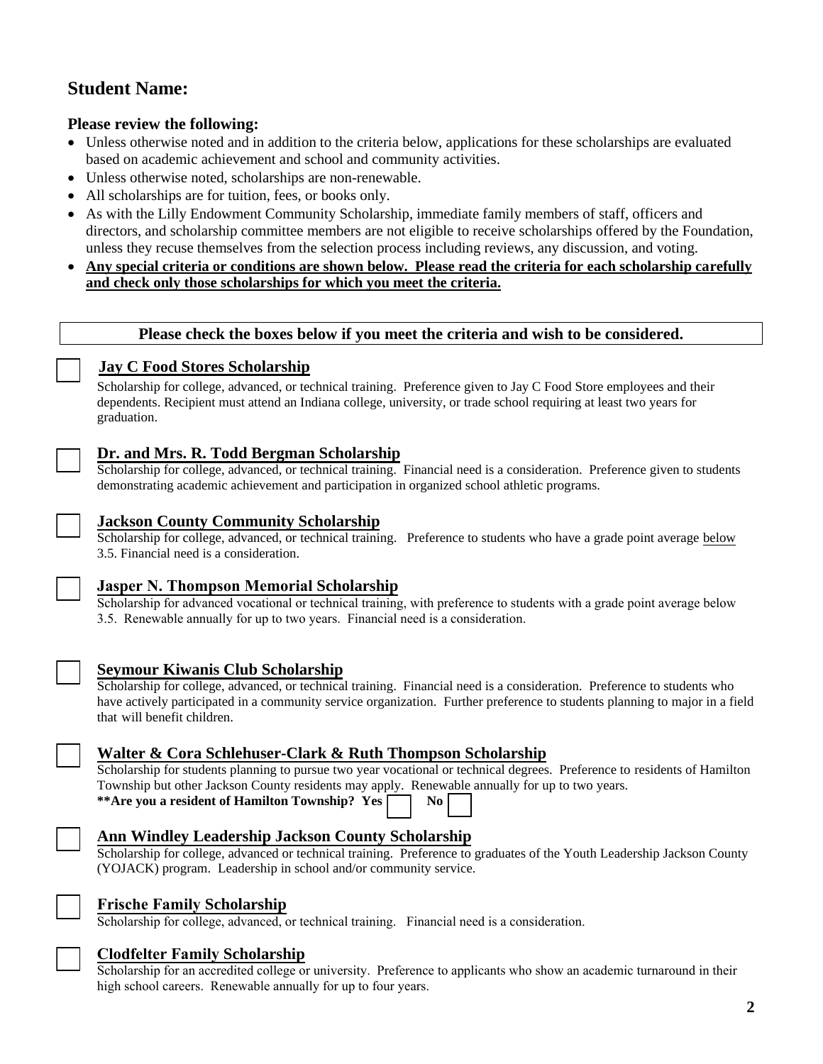## Student Name:

### Please review the following:

- Unless otherwise noted and in addition to the criteria below, applications for these scholarships are evaluated based on academic achievement and school and community activities.
- Unless otherwise noted, scholarships are non-renewable.
- All scholarships are for tuition, fees, or books only.
- As with the Lilly Endowment Community Scholarship, immediate family members of staff, officers and directors, and scholarship committee members are not eligible to receive scholarships offered by the Foundation, unless they recuse themselves from the selection process including reviews, any discussion, and voting.
- **Any special criteria or conditions are shown below. Please read the criteria for each scholarship carefully and check only those scholarships for which you meet the criteria.**

**Please check the boxes below if you meet the criteria and wish to be considered.**

☐ **Jay C Food Stores Scholarship**
Scholarship for college, advanced, or technical training. Preference given to Jay C Food Store employees and their dependents. Recipient must attend an Indiana college, university, or trade school requiring at least two years for graduation.

☐ **Dr. and Mrs. R. Todd Bergman Scholarship**
Scholarship for college, advanced, or technical training. Financial need is a consideration. Preference given to students demonstrating academic achievement and participation in organized school athletic programs.

☐ **Jackson County Community Scholarship**
Scholarship for college, advanced, or technical training. Preference to students who have a grade point average below 3.5. Financial need is a consideration.

☐ **Jasper N. Thompson Memorial Scholarship**
Scholarship for advanced vocational or technical training, with preference to students with a grade point average below 3.5. Renewable annually for up to two years. Financial need is a consideration.

☐ **Seymour Kiwanis Club Scholarship**
Scholarship for college, advanced, or technical training. Financial need is a consideration. Preference to students who have actively participated in a community service organization. Further preference to students planning to major in a field that will benefit children.

☐ **Walter & Cora Schlehuser-Clark & Ruth Thompson Scholarship**
Scholarship for students planning to pursue two year vocational or technical degrees. Preference to residents of Hamilton Township but other Jackson County residents may apply. Renewable annually for up to two years.
**\*\*Are you a resident of Hamilton Township? Yes ☐ No ☐**

☐ **Ann Windley Leadership Jackson County Scholarship**
Scholarship for college, advanced or technical training. Preference to graduates of the Youth Leadership Jackson County (YOJACK) program. Leadership in school and/or community service.

☐ **Frische Family Scholarship**
Scholarship for college, advanced, or technical training. Financial need is a consideration.

☐ **Clodfelter Family Scholarship**
Scholarship for an accredited college or university. Preference to applicants who show an academic turnaround in their high school careers. Renewable annually for up to four years.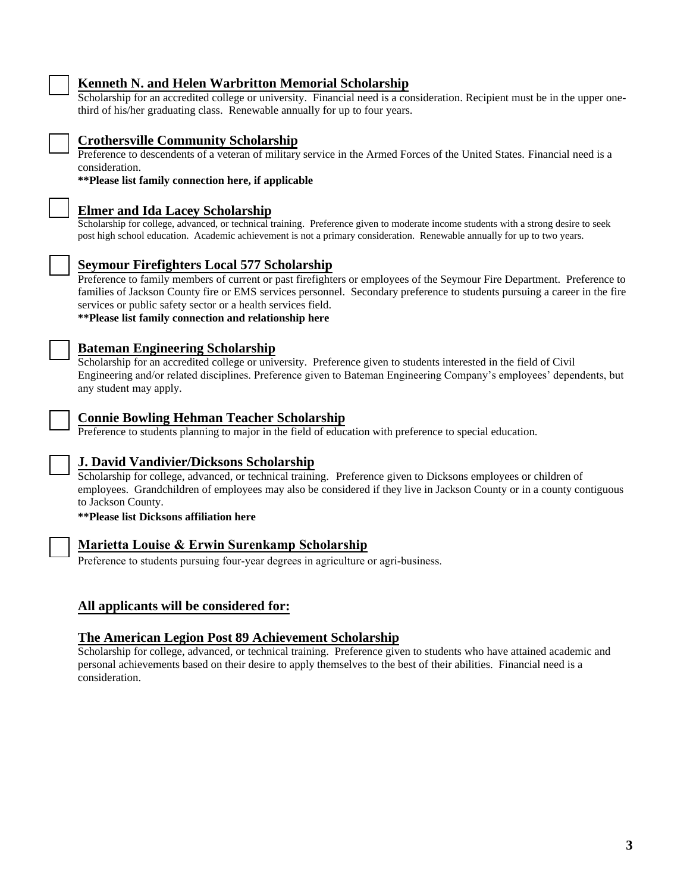- [ ] **Kenneth N. and Helen Warbritton Memorial Scholarship**

Scholarship for an accredited college or university. Financial need is a consideration. Recipient must be in the upper one-third of his/her graduating class. Renewable annually for up to four years.

- [ ] **Crothersville Community Scholarship**

Preference to descendents of a veteran of military service in the Armed Forces of the United States. Financial need is a consideration.

**\*\*Please list family connection here, if applicable**

- [ ] **Elmer and Ida Lacey Scholarship**

Scholarship for college, advanced, or technical training. Preference given to moderate income students with a strong desire to seek post high school education. Academic achievement is not a primary consideration. Renewable annually for up to two years.

- [ ] **Seymour Firefighters Local 577 Scholarship**

Preference to family members of current or past firefighters or employees of the Seymour Fire Department. Preference to families of Jackson County fire or EMS services personnel. Secondary preference to students pursuing a career in the fire services or public safety sector or a health services field.

**\*\*Please list family connection and relationship here**

- [ ] **Bateman Engineering Scholarship**

Scholarship for an accredited college or university. Preference given to students interested in the field of Civil Engineering and/or related disciplines. Preference given to Bateman Engineering Company's employees' dependents, but any student may apply.

- [ ] **Connie Bowling Hehman Teacher Scholarship**

Preference to students planning to major in the field of education with preference to special education.

- [ ] **J. David Vandivier/Dicksons Scholarship**

Scholarship for college, advanced, or technical training. Preference given to Dicksons employees or children of employees. Grandchildren of employees may also be considered if they live in Jackson County or in a county contiguous to Jackson County.

**\*\*Please list Dicksons affiliation here**

- [ ] **Marietta Louise & Erwin Surenkamp Scholarship**

Preference to students pursuing four-year degrees in agriculture or agri-business.

## All applicants will be considered for:

### The American Legion Post 89 Achievement Scholarship

Scholarship for college, advanced, or technical training. Preference given to students who have attained academic and personal achievements based on their desire to apply themselves to the best of their abilities. Financial need is a consideration.